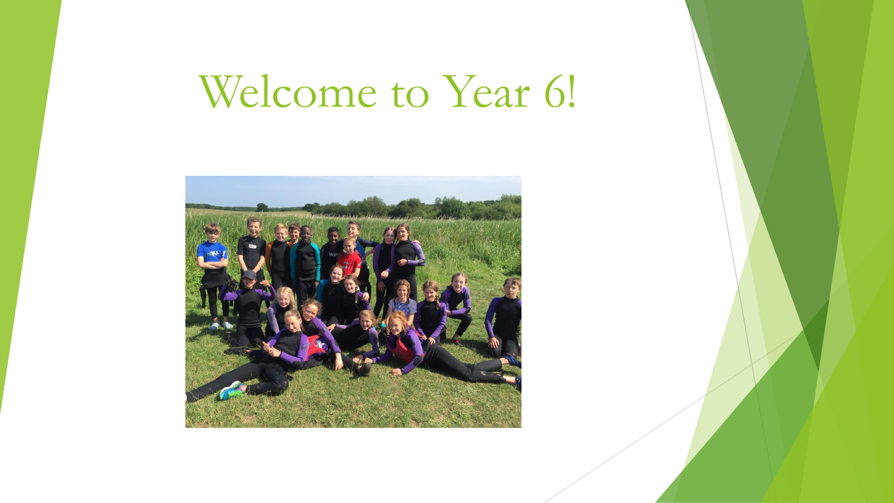# Welcome to Year 6!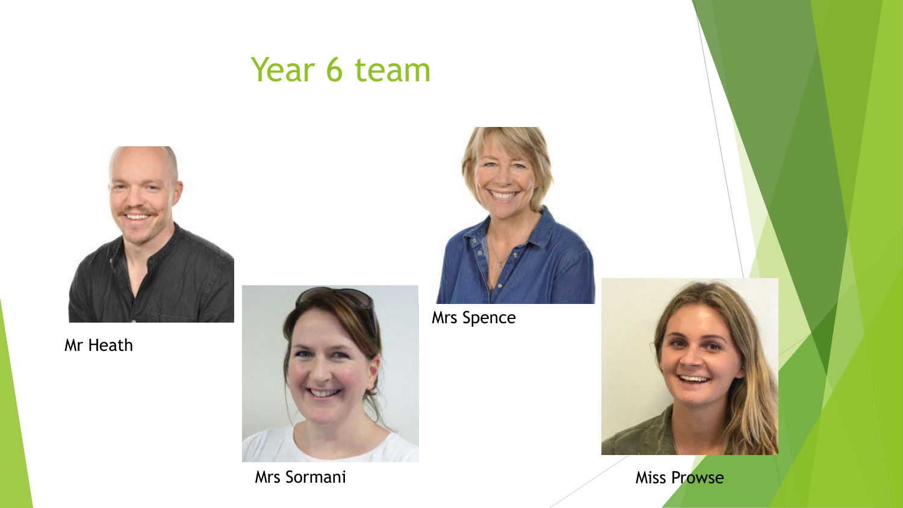# Year 6 team

Mr Heath

Mrs Sormani

Mrs Spence

Miss Prowse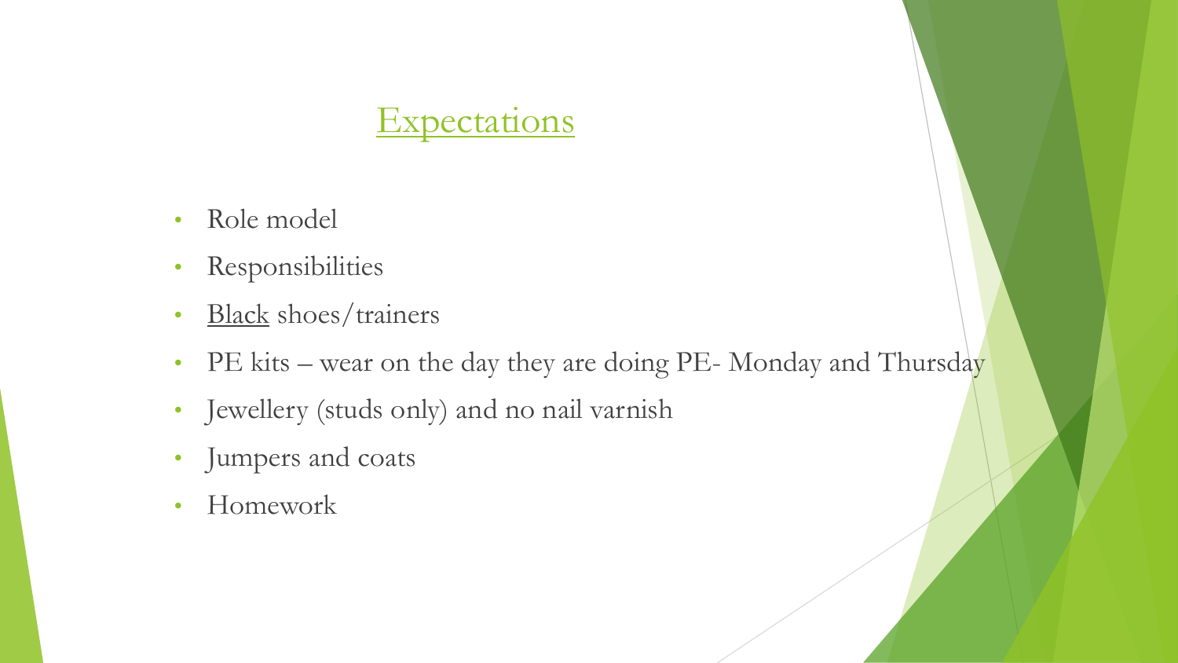# Expectations

- Role model
- Responsibilities
- Black shoes/trainers
- PE kits – wear on the day they are doing PE- Monday and Thursday
- Jewellery (studs only) and no nail varnish
- Jumpers and coats
- Homework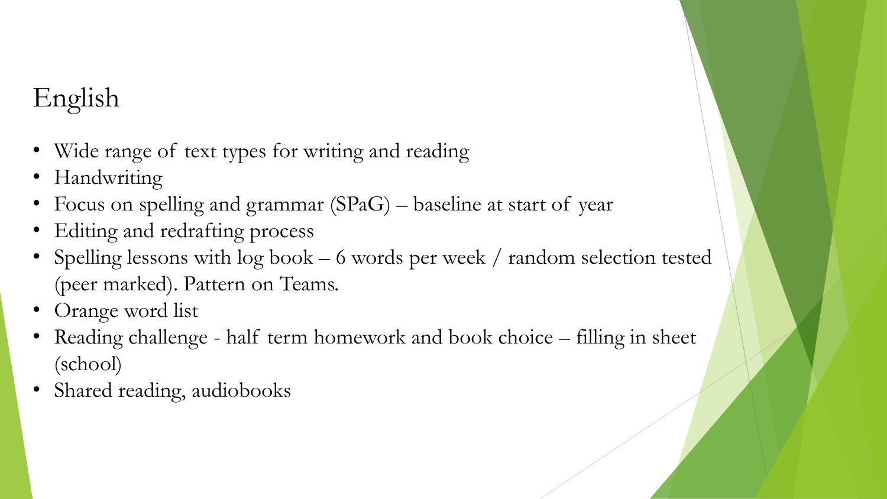# English

- Wide range of text types for writing and reading
- Handwriting
- Focus on spelling and grammar (SPaG) – baseline at start of year
- Editing and redrafting process
- Spelling lessons with log book – 6 words per week / random selection tested (peer marked). Pattern on Teams.
- Orange word list
- Reading challenge - half term homework and book choice – filling in sheet (school)
- Shared reading, audiobooks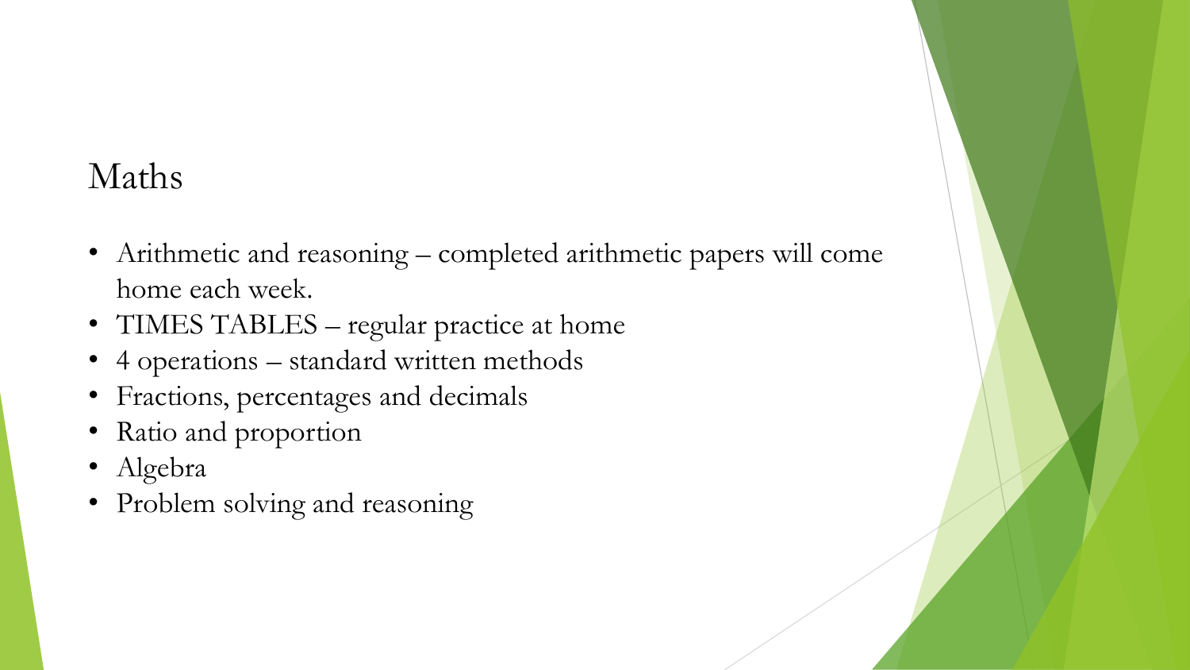# Maths

- Arithmetic and reasoning – completed arithmetic papers will come home each week.
- TIMES TABLES – regular practice at home
- 4 operations – standard written methods
- Fractions, percentages and decimals
- Ratio and proportion
- Algebra
- Problem solving and reasoning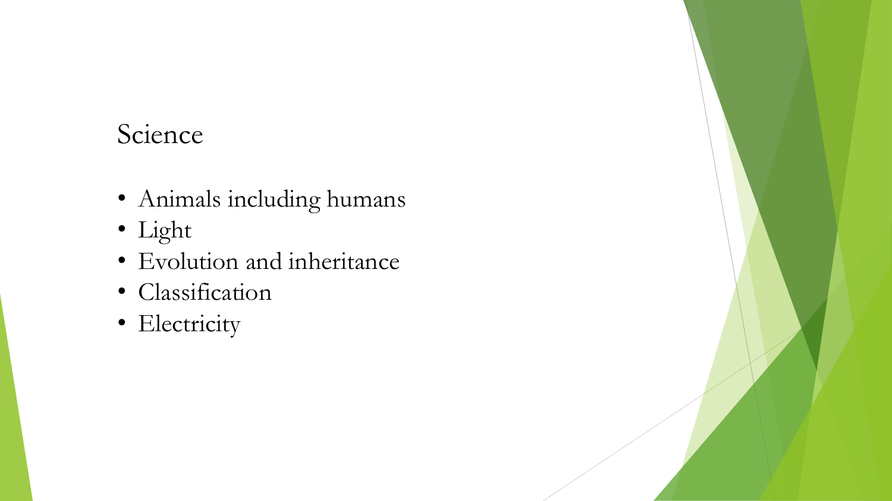# Science

- Animals including humans
- Light
- Evolution and inheritance
- Classification
- Electricity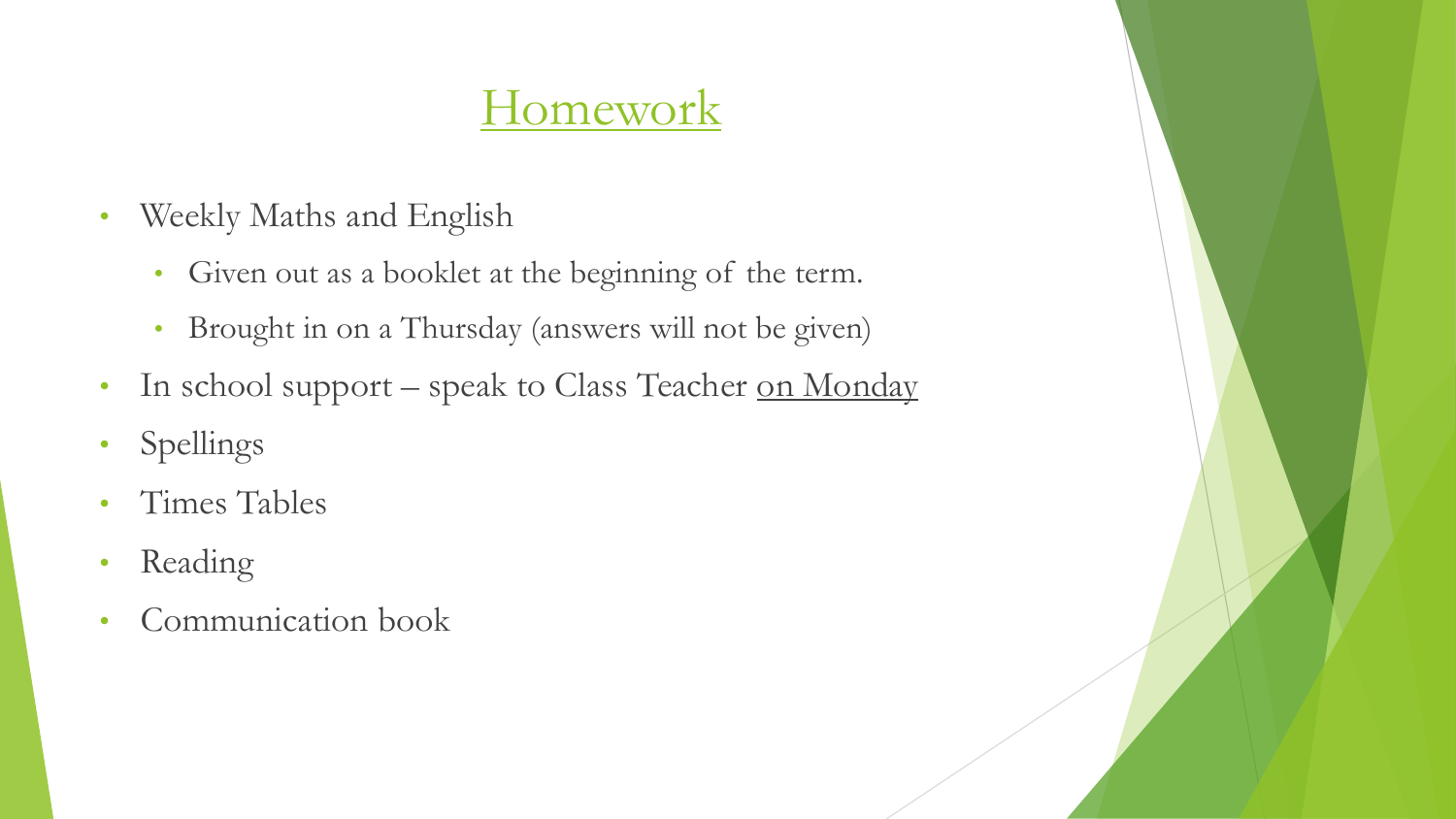# Homework

- Weekly Maths and English
  - Given out as a booklet at the beginning of the term.
  - Brought in on a Thursday (answers will not be given)
- In school support – speak to Class Teacher on Monday
- Spellings
- Times Tables
- Reading
- Communication book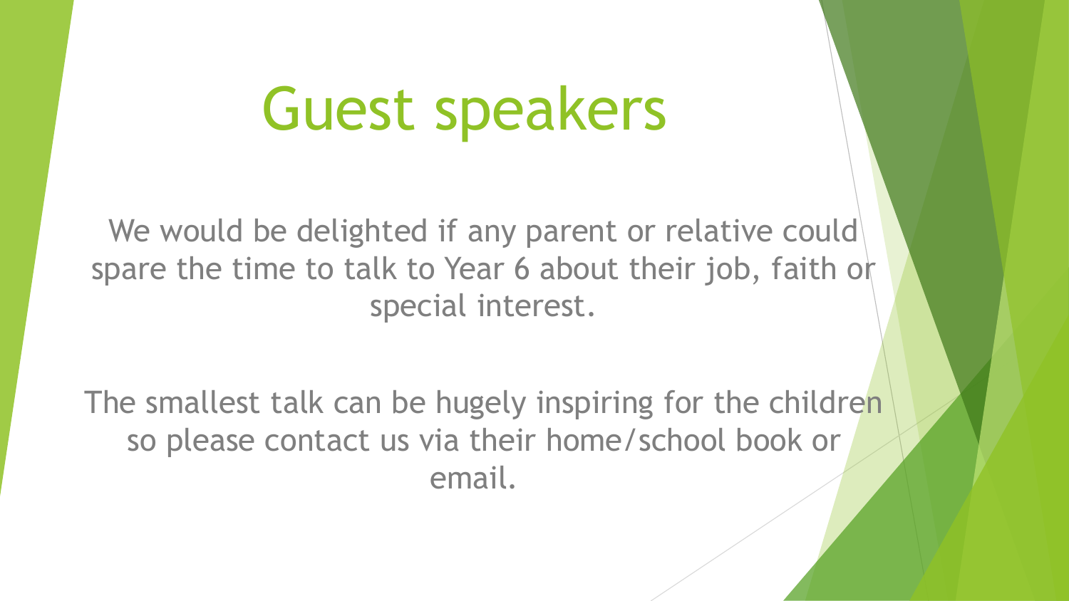# Guest speakers

We would be delighted if any parent or relative could spare the time to talk to Year 6 about their job, faith or special interest.

The smallest talk can be hugely inspiring for the children so please contact us via their home/school book or email.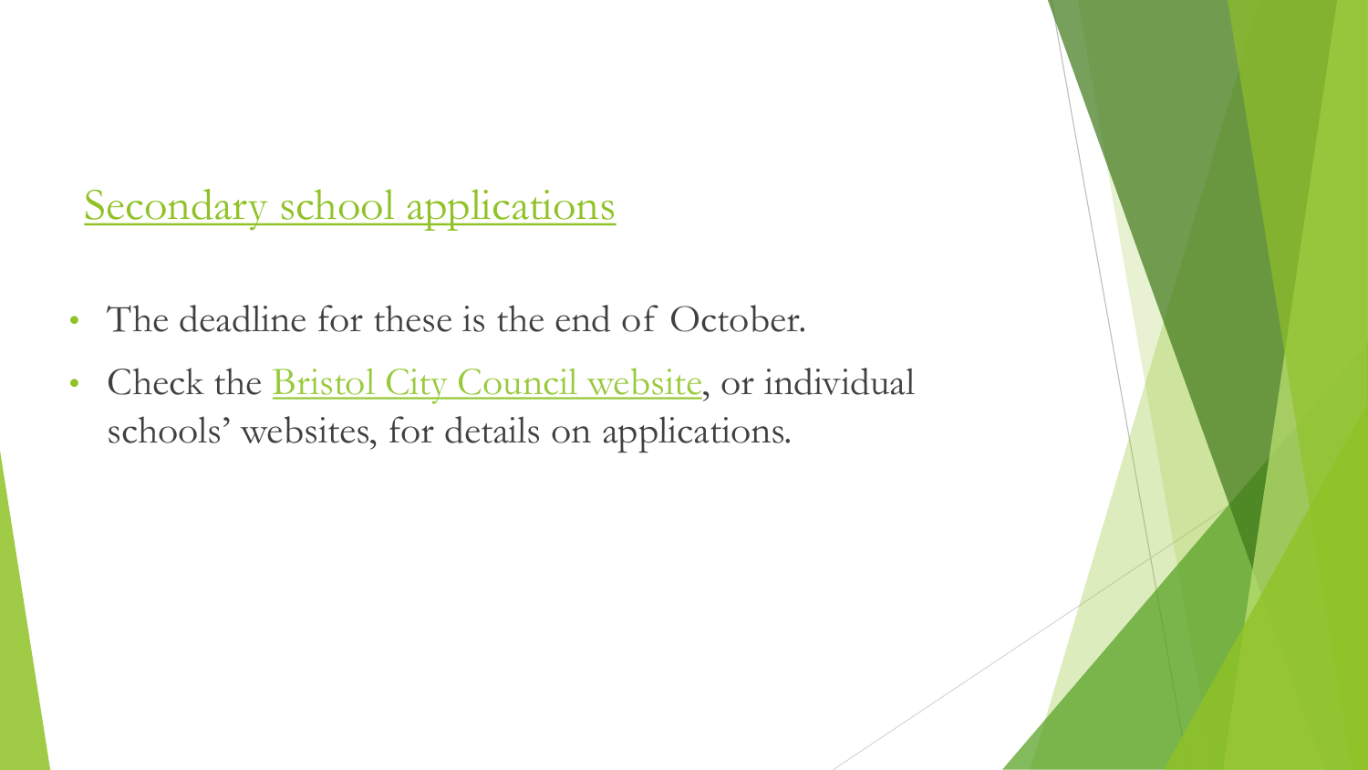## Secondary school applications

- The deadline for these is the end of October.
- Check the Bristol City Council website, or individual schools' websites, for details on applications.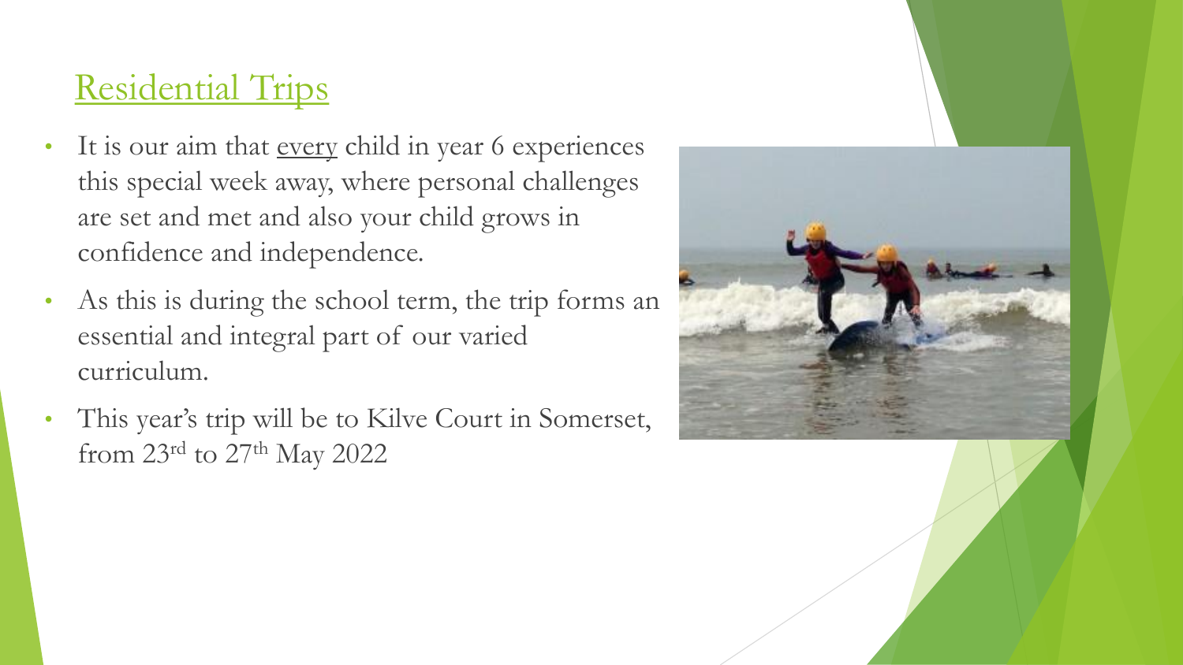## Residential Trips

- It is our aim that <u>every</u> child in year 6 experiences this special week away, where personal challenges are set and met and also your child grows in confidence and independence.
- As this is during the school term, the trip forms an essential and integral part of our varied curriculum.
- This year's trip will be to Kilve Court in Somerset, from 23rd to 27th May 2022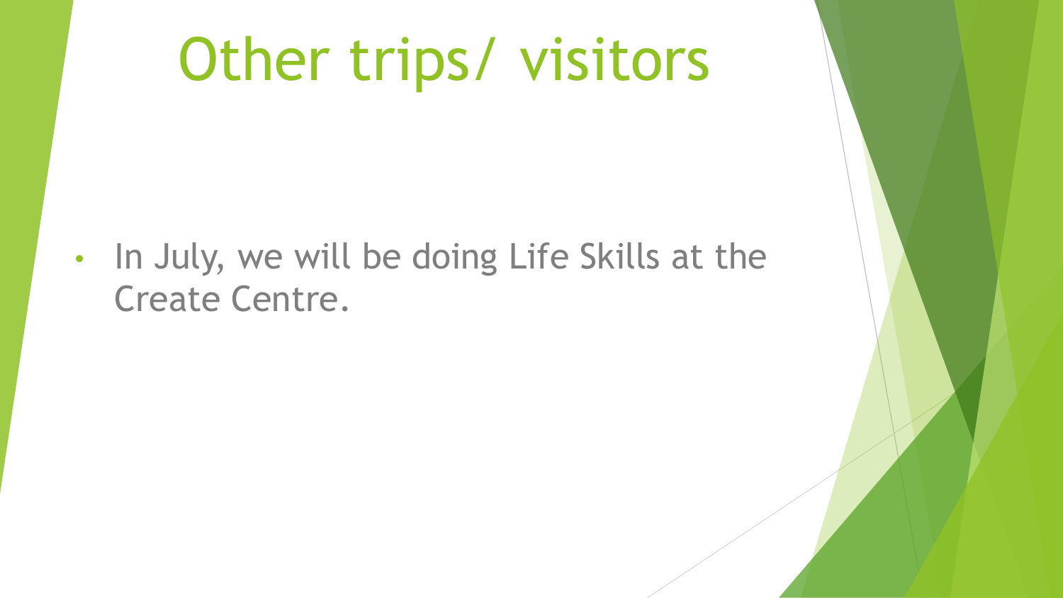# Other trips/ visitors

- In July, we will be doing Life Skills at the Create Centre.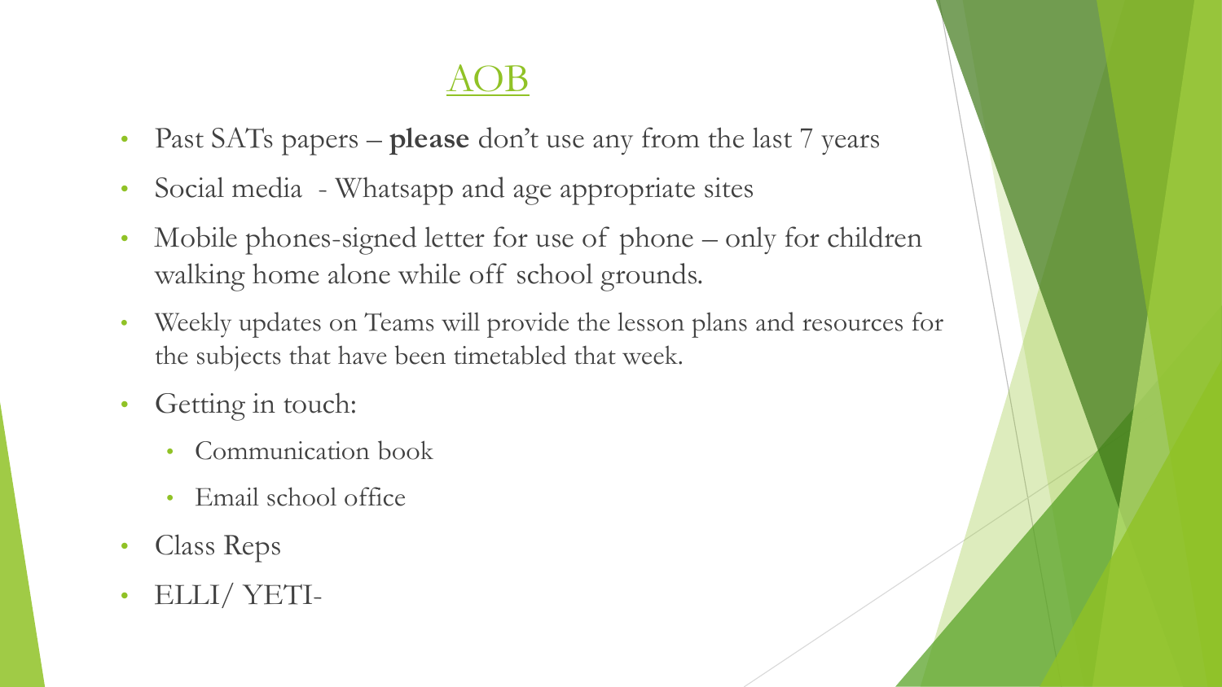# AOB

- Past SATs papers – **please** don't use any from the last 7 years
- Social media - Whatsapp and age appropriate sites
- Mobile phones-signed letter for use of phone – only for children walking home alone while off school grounds.
- Weekly updates on Teams will provide the lesson plans and resources for the subjects that have been timetabled that week.
- Getting in touch:
  - Communication book
  - Email school office
- Class Reps
- ELLI/ YETI-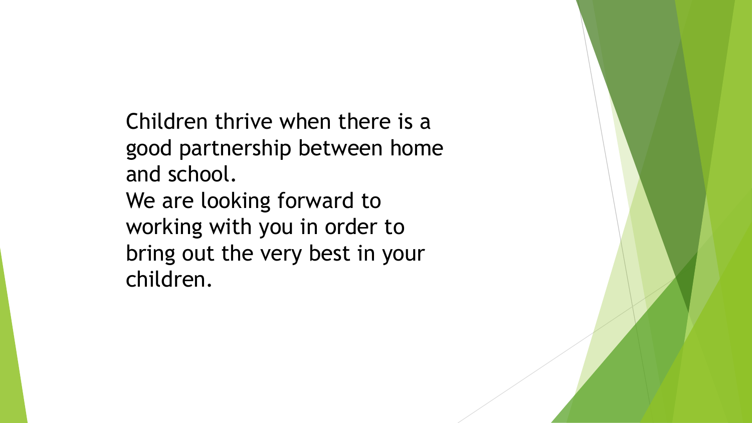Children thrive when there is a good partnership between home and school.
We are looking forward to working with you in order to bring out the very best in your children.